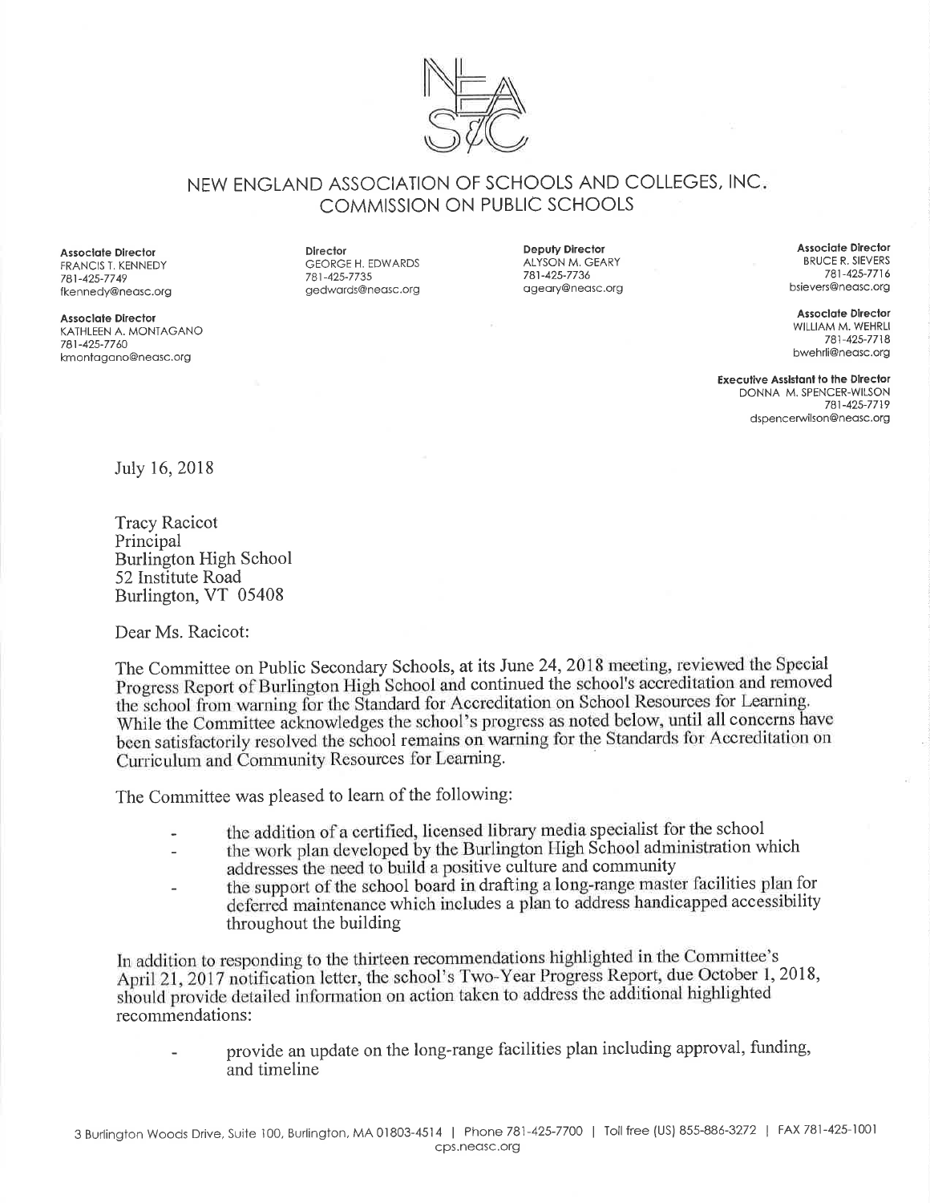# NEW ENGLAND ASSOCIATION OF SCHOOLS AND COLLEGES, INC.
## COMMISSION ON PUBLIC SCHOOLS

**Associate Director**
FRANCIS T. KENNEDY
781-425-7749
fkennedy@neasc.org

**Associate Director**
KATHLEEN A. MONTAGANO
781-425-7760
kmontagano@neasc.org

**Director**
GEORGE H. EDWARDS
781-425-7735
gedwards@neasc.org

**Deputy Director**
ALYSON M. GEARY
781-425-7736
ageary@neasc.org

**Associate Director**
BRUCE R. SIEVERS
781-425-7716
bsievers@neasc.org

**Associate Director**
WILLIAM M. WEHRLI
781-425-7718
bwehrli@neasc.org

**Executive Assistant to the Director**
DONNA M. SPENCER-WILSON
781-425-7719
dspencerwilson@neasc.org

July 16, 2018

Tracy Racicot
Principal
Burlington High School
52 Institute Road
Burlington, VT 05408

Dear Ms. Racicot:

The Committee on Public Secondary Schools, at its June 24, 2018 meeting, reviewed the Special Progress Report of Burlington High School and continued the school's accreditation and removed the school from warning for the Standard for Accreditation on School Resources for Learning. While the Committee acknowledges the school's progress as noted below, until all concerns have been satisfactorily resolved the school remains on warning for the Standards for Accreditation on Curriculum and Community Resources for Learning.

The Committee was pleased to learn of the following:

- the addition of a certified, licensed library media specialist for the school
- the work plan developed by the Burlington High School administration which addresses the need to build a positive culture and community
- the support of the school board in drafting a long-range master facilities plan for deferred maintenance which includes a plan to address handicapped accessibility throughout the building

In addition to responding to the thirteen recommendations highlighted in the Committee's April 21, 2017 notification letter, the school's Two-Year Progress Report, due October 1, 2018, should provide detailed information on action taken to address the additional highlighted recommendations:

- provide an update on the long-range facilities plan including approval, funding, and timeline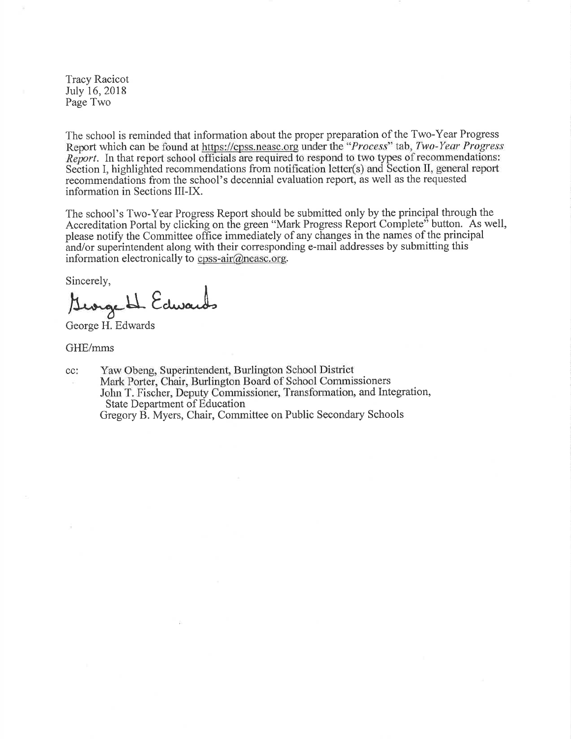The school is reminded that information about the proper preparation of the Two-Year Progress Report which can be found at https://cpss.neasc.org under the "*Process*" tab, *Two-Year Progress Report*. In that report school officials are required to respond to two types of recommendations: Section I, highlighted recommendations from notification letter(s) and Section II, general report recommendations from the school's decennial evaluation report, as well as the requested information in Sections III-IX.

The school's Two-Year Progress Report should be submitted only by the principal through the Accreditation Portal by clicking on the green "Mark Progress Report Complete" button. As well, please notify the Committee office immediately of any changes in the names of the principal and/or superintendent along with their corresponding e-mail addresses by submitting this information electronically to cpss-air@neasc.org.

Sincerely,

George H. Edwards

GHE/mms

cc: Yaw Obeng, Superintendent, Burlington School District
Mark Porter, Chair, Burlington Board of School Commissioners
John T. Fischer, Deputy Commissioner, Transformation, and Integration, State Department of Education
Gregory B. Myers, Chair, Committee on Public Secondary Schools